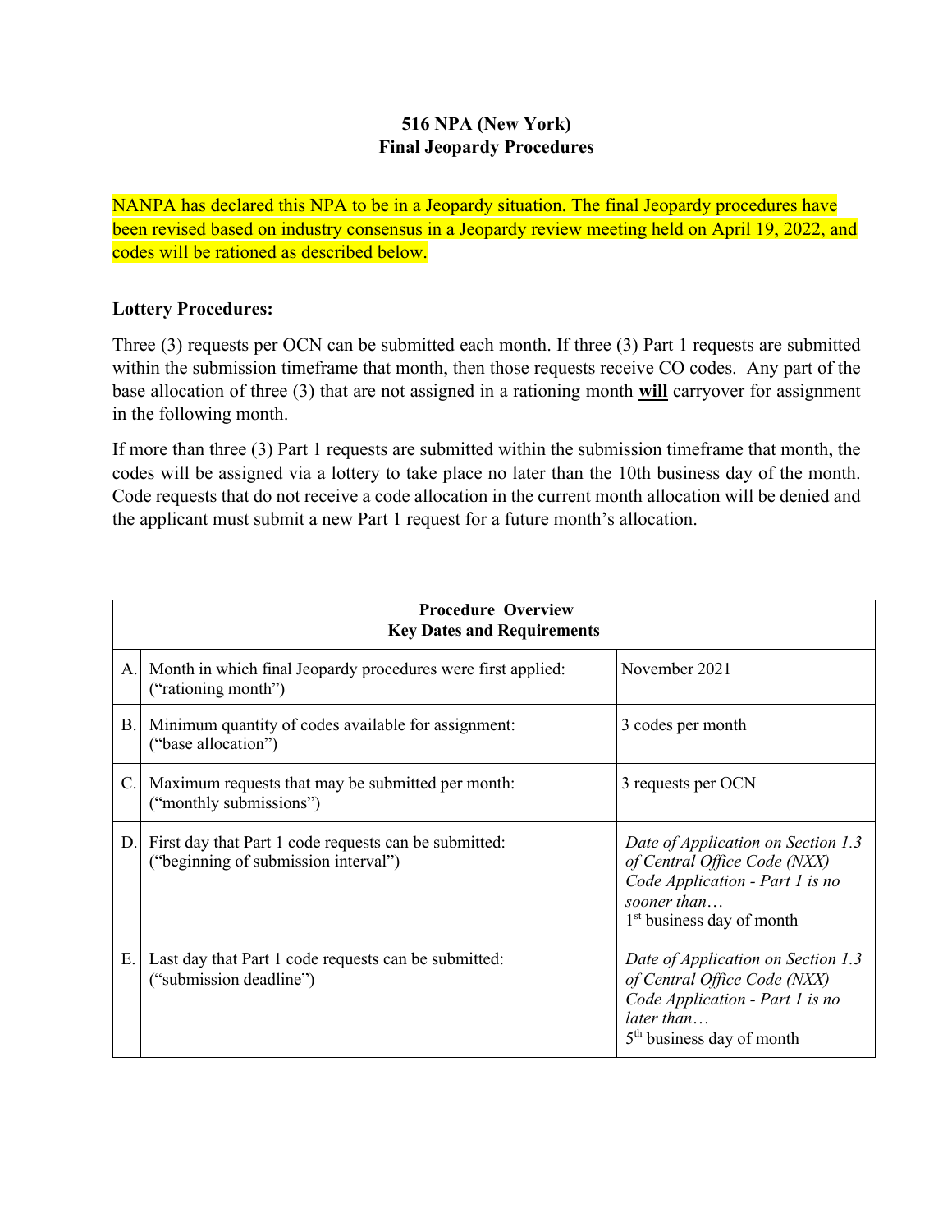# 516 NPA (New York)
## Final Jeopardy Procedures

NANPA has declared this NPA to be in a Jeopardy situation. The final Jeopardy procedures have been revised based on industry consensus in a Jeopardy review meeting held on April 19, 2022, and codes will be rationed as described below.

**Lottery Procedures:**

Three (3) requests per OCN can be submitted each month. If three (3) Part 1 requests are submitted within the submission timeframe that month, then those requests receive CO codes. Any part of the base allocation of three (3) that are not assigned in a rationing month **will** carryover for assignment in the following month.

If more than three (3) Part 1 requests are submitted within the submission timeframe that month, the codes will be assigned via a lottery to take place no later than the 10th business day of the month. Code requests that do not receive a code allocation in the current month allocation will be denied and the applicant must submit a new Part 1 request for a future month's allocation.

| **Procedure Overview<br>Key Dates and Requirements** | | |
|---|---|---|
| A. | Month in which final Jeopardy procedures were first applied: ("rationing month") | November 2021 |
| B. | Minimum quantity of codes available for assignment: ("base allocation") | 3 codes per month |
| C. | Maximum requests that may be submitted per month: ("monthly submissions") | 3 requests per OCN |
| D. | First day that Part 1 code requests can be submitted: ("beginning of submission interval") | *Date of Application on Section 1.3 of Central Office Code (NXX) Code Application - Part 1 is no sooner than…*<br>1st business day of month |
| E. | Last day that Part 1 code requests can be submitted: ("submission deadline") | *Date of Application on Section 1.3 of Central Office Code (NXX) Code Application - Part 1 is no later than…*<br>5th business day of month |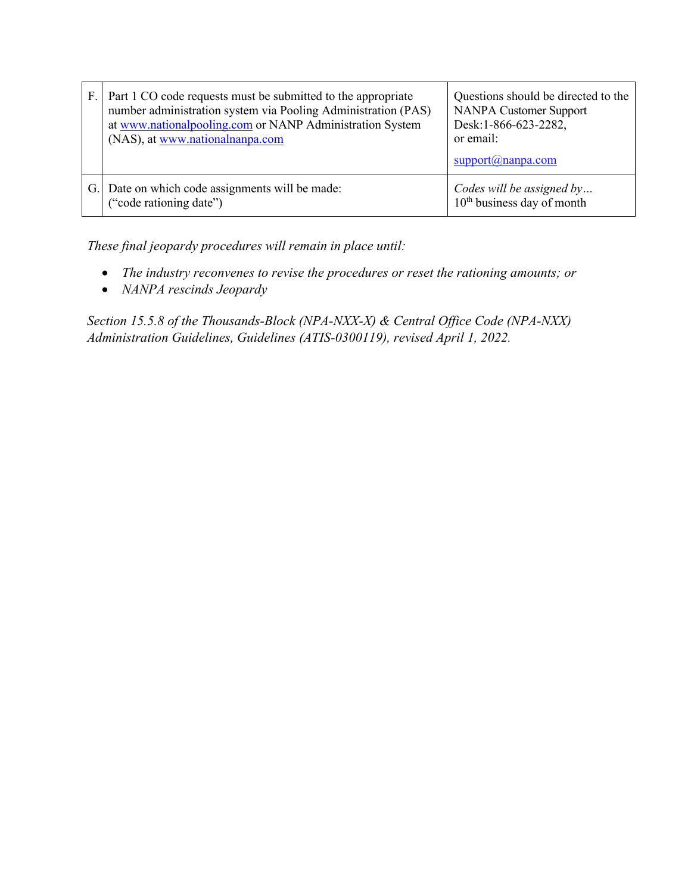| | | |
|---|---|---|
| F. | Part 1 CO code requests must be submitted to the appropriate number administration system via Pooling Administration (PAS) at www.nationalpooling.com or NANP Administration System (NAS), at www.nationalnanpa.com | Questions should be directed to the NANPA Customer Support Desk:1-866-623-2282, or email: support@nanpa.com |
| G. | Date on which code assignments will be made: ("code rationing date") | *Codes will be assigned by…* 10th business day of month |

*These final jeopardy procedures will remain in place until:*

- *The industry reconvenes to revise the procedures or reset the rationing amounts; or*
- *NANPA rescinds Jeopardy*

*Section 15.5.8 of the Thousands-Block (NPA-NXX-X) & Central Office Code (NPA-NXX) Administration Guidelines, Guidelines (ATIS-0300119), revised April 1, 2022.*